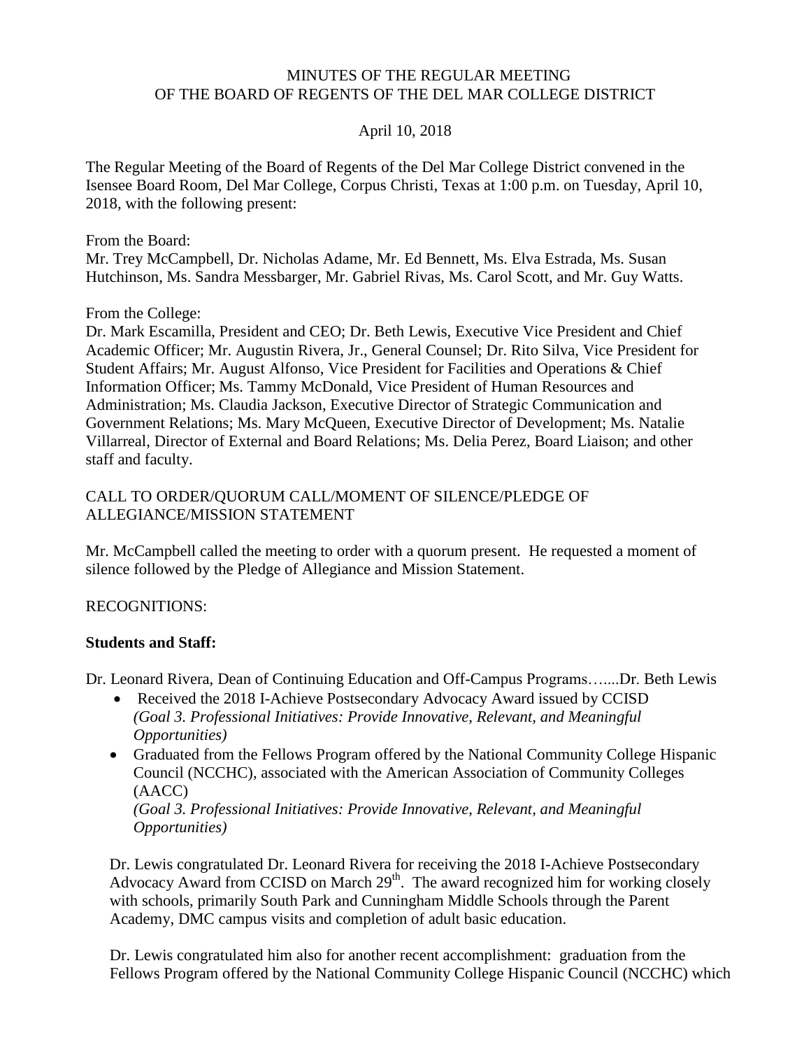MINUTES OF THE REGULAR MEETING
OF THE BOARD OF REGENTS OF THE DEL MAR COLLEGE DISTRICT

April 10, 2018

The Regular Meeting of the Board of Regents of the Del Mar College District convened in the Isensee Board Room, Del Mar College, Corpus Christi, Texas at 1:00 p.m. on Tuesday, April 10, 2018, with the following present:

From the Board:
Mr. Trey McCampbell, Dr. Nicholas Adame, Mr. Ed Bennett, Ms. Elva Estrada, Ms. Susan Hutchinson, Ms. Sandra Messbarger, Mr. Gabriel Rivas, Ms. Carol Scott, and Mr. Guy Watts.

From the College:
Dr. Mark Escamilla, President and CEO; Dr. Beth Lewis, Executive Vice President and Chief Academic Officer; Mr. Augustin Rivera, Jr., General Counsel; Dr. Rito Silva, Vice President for Student Affairs; Mr. August Alfonso, Vice President for Facilities and Operations & Chief Information Officer; Ms. Tammy McDonald, Vice President of Human Resources and Administration; Ms. Claudia Jackson, Executive Director of Strategic Communication and Government Relations; Ms. Mary McQueen, Executive Director of Development; Ms. Natalie Villarreal, Director of External and Board Relations; Ms. Delia Perez, Board Liaison; and other staff and faculty.

CALL TO ORDER/QUORUM CALL/MOMENT OF SILENCE/PLEDGE OF ALLEGIANCE/MISSION STATEMENT

Mr. McCampbell called the meeting to order with a quorum present. He requested a moment of silence followed by the Pledge of Allegiance and Mission Statement.

RECOGNITIONS:

**Students and Staff:**

Dr. Leonard Rivera, Dean of Continuing Education and Off-Campus Programs…....Dr. Beth Lewis

- Received the 2018 I-Achieve Postsecondary Advocacy Award issued by CCISD
  *(Goal 3. Professional Initiatives: Provide Innovative, Relevant, and Meaningful Opportunities)*
- Graduated from the Fellows Program offered by the National Community College Hispanic Council (NCCHC), associated with the American Association of Community Colleges (AACC)
  *(Goal 3. Professional Initiatives: Provide Innovative, Relevant, and Meaningful Opportunities)*

Dr. Lewis congratulated Dr. Leonard Rivera for receiving the 2018 I-Achieve Postsecondary Advocacy Award from CCISD on March 29th. The award recognized him for working closely with schools, primarily South Park and Cunningham Middle Schools through the Parent Academy, DMC campus visits and completion of adult basic education.

Dr. Lewis congratulated him also for another recent accomplishment: graduation from the Fellows Program offered by the National Community College Hispanic Council (NCCHC) which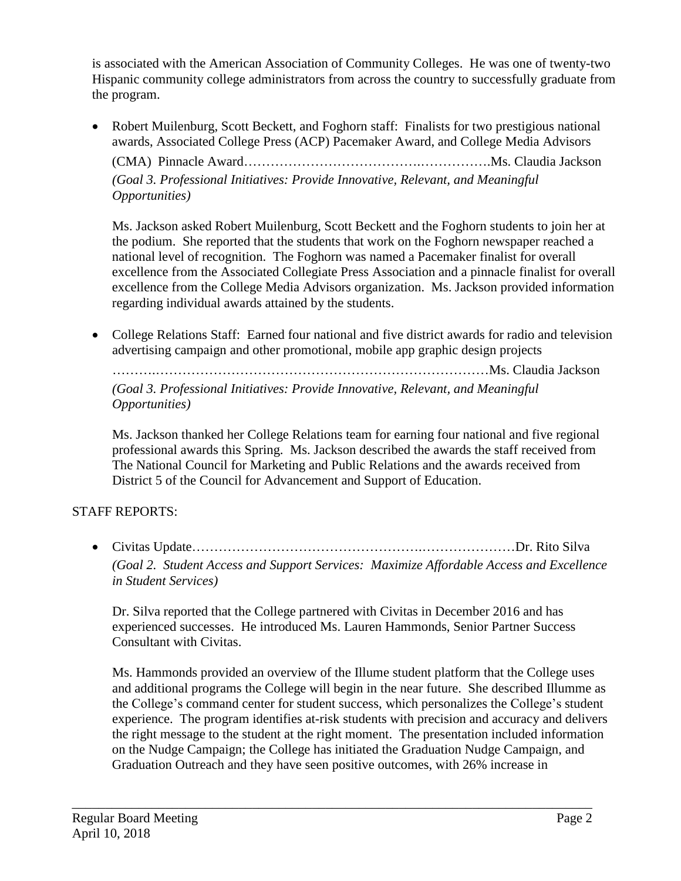is associated with the American Association of Community Colleges. He was one of twenty-two Hispanic community college administrators from across the country to successfully graduate from the program.

- Robert Muilenburg, Scott Beckett, and Foghorn staff: Finalists for two prestigious national awards, Associated College Press (ACP) Pacemaker Award, and College Media Advisors (CMA) Pinnacle Award……………………………….…………….Ms. Claudia Jackson
  *(Goal 3. Professional Initiatives: Provide Innovative, Relevant, and Meaningful Opportunities)*

  Ms. Jackson asked Robert Muilenburg, Scott Beckett and the Foghorn students to join her at the podium. She reported that the students that work on the Foghorn newspaper reached a national level of recognition. The Foghorn was named a Pacemaker finalist for overall excellence from the Associated Collegiate Press Association and a pinnacle finalist for overall excellence from the College Media Advisors organization. Ms. Jackson provided information regarding individual awards attained by the students.

- College Relations Staff: Earned four national and five district awards for radio and television advertising campaign and other promotional, mobile app graphic design projects
  ……….……………………………………………………………… Ms. Claudia Jackson
  *(Goal 3. Professional Initiatives: Provide Innovative, Relevant, and Meaningful Opportunities)*

  Ms. Jackson thanked her College Relations team for earning four national and five regional professional awards this Spring. Ms. Jackson described the awards the staff received from The National Council for Marketing and Public Relations and the awards received from District 5 of the Council for Advancement and Support of Education.

STAFF REPORTS:

- Civitas Update……………………………………….…………………Dr. Rito Silva
  *(Goal 2. Student Access and Support Services: Maximize Affordable Access and Excellence in Student Services)*

  Dr. Silva reported that the College partnered with Civitas in December 2016 and has experienced successes. He introduced Ms. Lauren Hammonds, Senior Partner Success Consultant with Civitas.

  Ms. Hammonds provided an overview of the Illume student platform that the College uses and additional programs the College will begin in the near future. She described Illumme as the College's command center for student success, which personalizes the College's student experience. The program identifies at-risk students with precision and accuracy and delivers the right message to the student at the right moment. The presentation included information on the Nudge Campaign; the College has initiated the Graduation Nudge Campaign, and Graduation Outreach and they have seen positive outcomes, with 26% increase in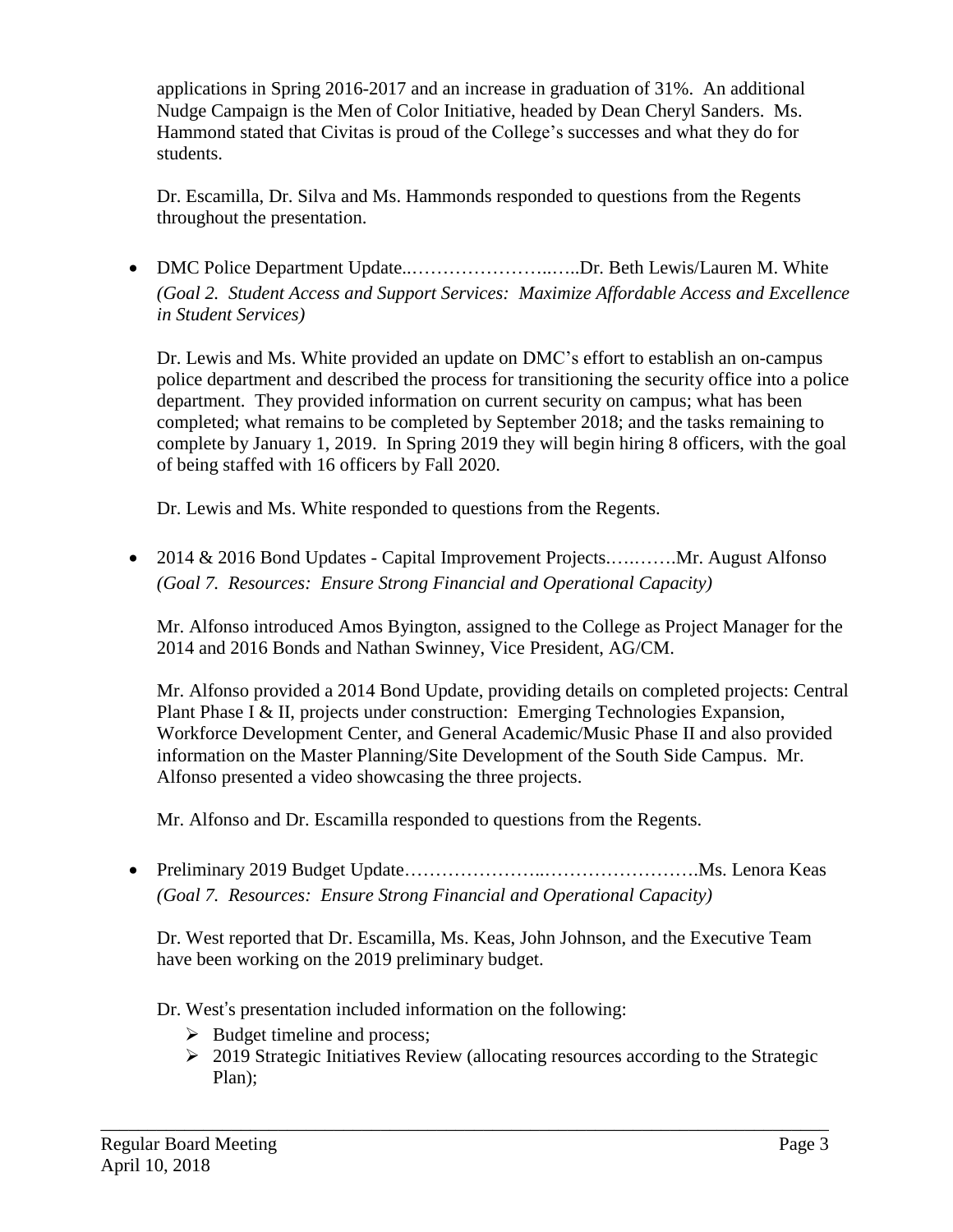applications in Spring 2016-2017 and an increase in graduation of 31%. An additional Nudge Campaign is the Men of Color Initiative, headed by Dean Cheryl Sanders. Ms. Hammond stated that Civitas is proud of the College's successes and what they do for students.

Dr. Escamilla, Dr. Silva and Ms. Hammonds responded to questions from the Regents throughout the presentation.

- DMC Police Department Update..…………………..…..Dr. Beth Lewis/Lauren M. White
  *(Goal 2. Student Access and Support Services: Maximize Affordable Access and Excellence in Student Services)*

  Dr. Lewis and Ms. White provided an update on DMC's effort to establish an on-campus police department and described the process for transitioning the security office into a police department. They provided information on current security on campus; what has been completed; what remains to be completed by September 2018; and the tasks remaining to complete by January 1, 2019. In Spring 2019 they will begin hiring 8 officers, with the goal of being staffed with 16 officers by Fall 2020.

  Dr. Lewis and Ms. White responded to questions from the Regents.

- 2014 & 2016 Bond Updates - Capital Improvement Projects.….…….Mr. August Alfonso
  *(Goal 7. Resources: Ensure Strong Financial and Operational Capacity)*

  Mr. Alfonso introduced Amos Byington, assigned to the College as Project Manager for the 2014 and 2016 Bonds and Nathan Swinney, Vice President, AG/CM.

  Mr. Alfonso provided a 2014 Bond Update, providing details on completed projects: Central Plant Phase I & II, projects under construction: Emerging Technologies Expansion, Workforce Development Center, and General Academic/Music Phase II and also provided information on the Master Planning/Site Development of the South Side Campus. Mr. Alfonso presented a video showcasing the three projects.

  Mr. Alfonso and Dr. Escamilla responded to questions from the Regents.

- Preliminary 2019 Budget Update…………………..…………………….Ms. Lenora Keas
  *(Goal 7. Resources: Ensure Strong Financial and Operational Capacity)*

  Dr. West reported that Dr. Escamilla, Ms. Keas, John Johnson, and the Executive Team have been working on the 2019 preliminary budget.

  Dr. West's presentation included information on the following:
  - Budget timeline and process;
  - 2019 Strategic Initiatives Review (allocating resources according to the Strategic Plan);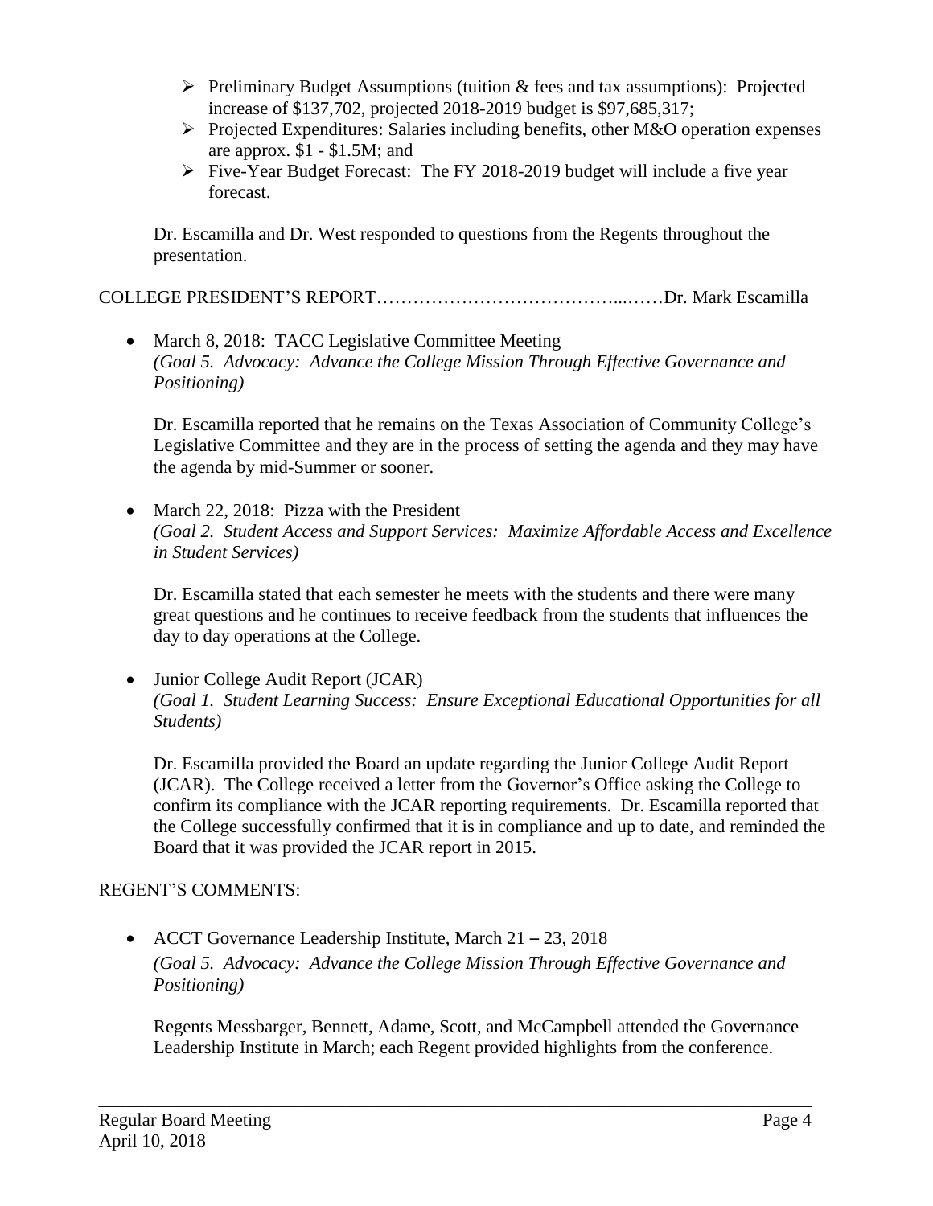- Preliminary Budget Assumptions (tuition & fees and tax assumptions): Projected increase of $137,702, projected 2018-2019 budget is $97,685,317;
- Projected Expenditures: Salaries including benefits, other M&O operation expenses are approx. $1 - $1.5M; and
- Five-Year Budget Forecast: The FY 2018-2019 budget will include a five year forecast.

Dr. Escamilla and Dr. West responded to questions from the Regents throughout the presentation.

COLLEGE PRESIDENT'S REPORT…………………………………...……Dr. Mark Escamilla

- March 8, 2018: TACC Legislative Committee Meeting
  *(Goal 5. Advocacy: Advance the College Mission Through Effective Governance and Positioning)*

  Dr. Escamilla reported that he remains on the Texas Association of Community College's Legislative Committee and they are in the process of setting the agenda and they may have the agenda by mid-Summer or sooner.

- March 22, 2018: Pizza with the President
  *(Goal 2. Student Access and Support Services: Maximize Affordable Access and Excellence in Student Services)*

  Dr. Escamilla stated that each semester he meets with the students and there were many great questions and he continues to receive feedback from the students that influences the day to day operations at the College.

- Junior College Audit Report (JCAR)
  *(Goal 1. Student Learning Success: Ensure Exceptional Educational Opportunities for all Students)*

  Dr. Escamilla provided the Board an update regarding the Junior College Audit Report (JCAR). The College received a letter from the Governor's Office asking the College to confirm its compliance with the JCAR reporting requirements. Dr. Escamilla reported that the College successfully confirmed that it is in compliance and up to date, and reminded the Board that it was provided the JCAR report in 2015.

REGENT'S COMMENTS:

- ACCT Governance Leadership Institute, March 21 – 23, 2018
  *(Goal 5. Advocacy: Advance the College Mission Through Effective Governance and Positioning)*

  Regents Messbarger, Bennett, Adame, Scott, and McCampbell attended the Governance Leadership Institute in March; each Regent provided highlights from the conference.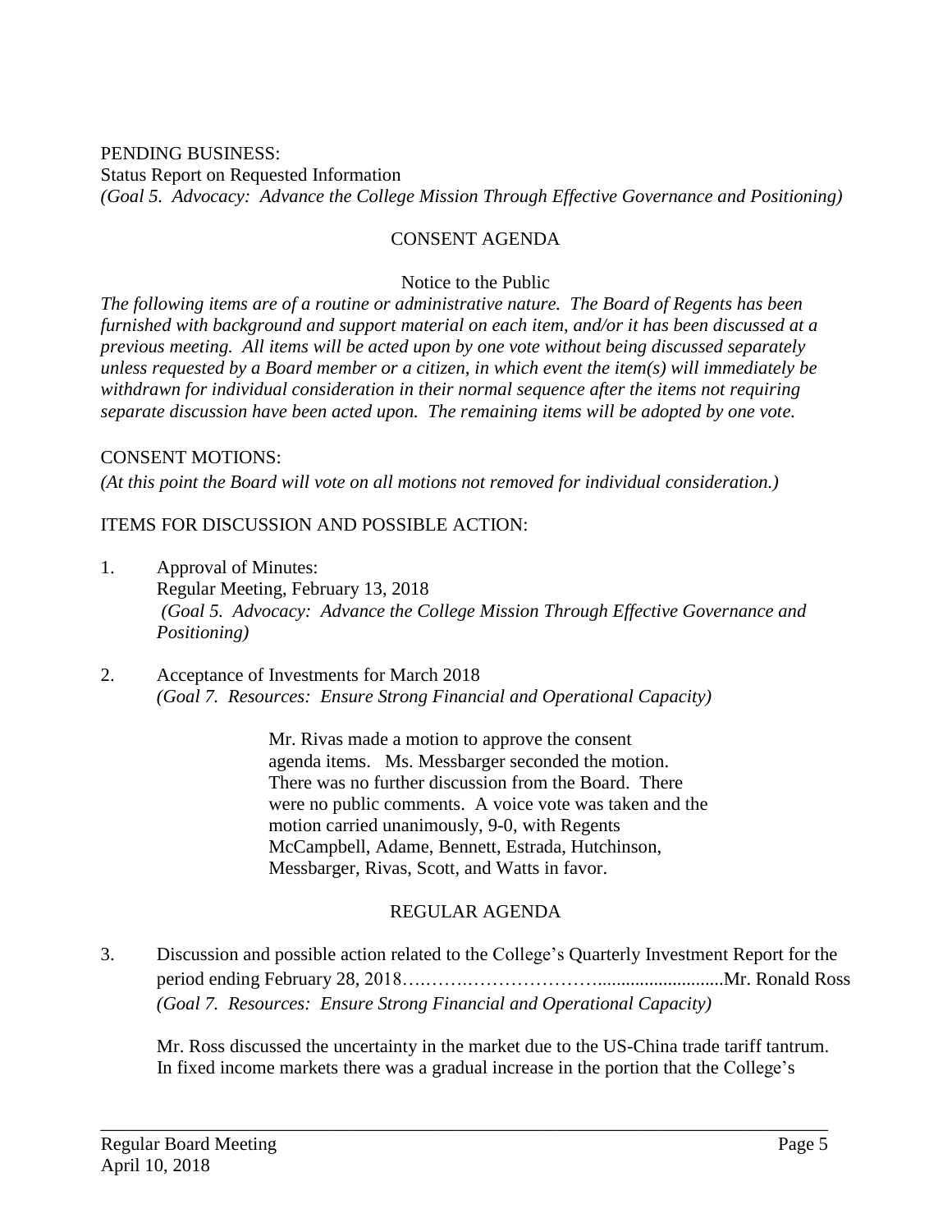PENDING BUSINESS:
Status Report on Requested Information
*(Goal 5. Advocacy: Advance the College Mission Through Effective Governance and Positioning)*

## CONSENT AGENDA

Notice to the Public

*The following items are of a routine or administrative nature. The Board of Regents has been furnished with background and support material on each item, and/or it has been discussed at a previous meeting. All items will be acted upon by one vote without being discussed separately unless requested by a Board member or a citizen, in which event the item(s) will immediately be withdrawn for individual consideration in their normal sequence after the items not requiring separate discussion have been acted upon. The remaining items will be adopted by one vote.*

CONSENT MOTIONS:
*(At this point the Board will vote on all motions not removed for individual consideration.)*

ITEMS FOR DISCUSSION AND POSSIBLE ACTION:

1. Approval of Minutes:
   Regular Meeting, February 13, 2018
   *(Goal 5. Advocacy: Advance the College Mission Through Effective Governance and Positioning)*

2. Acceptance of Investments for March 2018
   *(Goal 7. Resources: Ensure Strong Financial and Operational Capacity)*

   > Mr. Rivas made a motion to approve the consent agenda items. Ms. Messbarger seconded the motion. There was no further discussion from the Board. There were no public comments. A voice vote was taken and the motion carried unanimously, 9-0, with Regents McCampbell, Adame, Bennett, Estrada, Hutchinson, Messbarger, Rivas, Scott, and Watts in favor.

## REGULAR AGENDA

3. Discussion and possible action related to the College's Quarterly Investment Report for the period ending February 28, 2018…..…….………………….........................Mr. Ronald Ross
   *(Goal 7. Resources: Ensure Strong Financial and Operational Capacity)*

   Mr. Ross discussed the uncertainty in the market due to the US-China trade tariff tantrum. In fixed income markets there was a gradual increase in the portion that the College's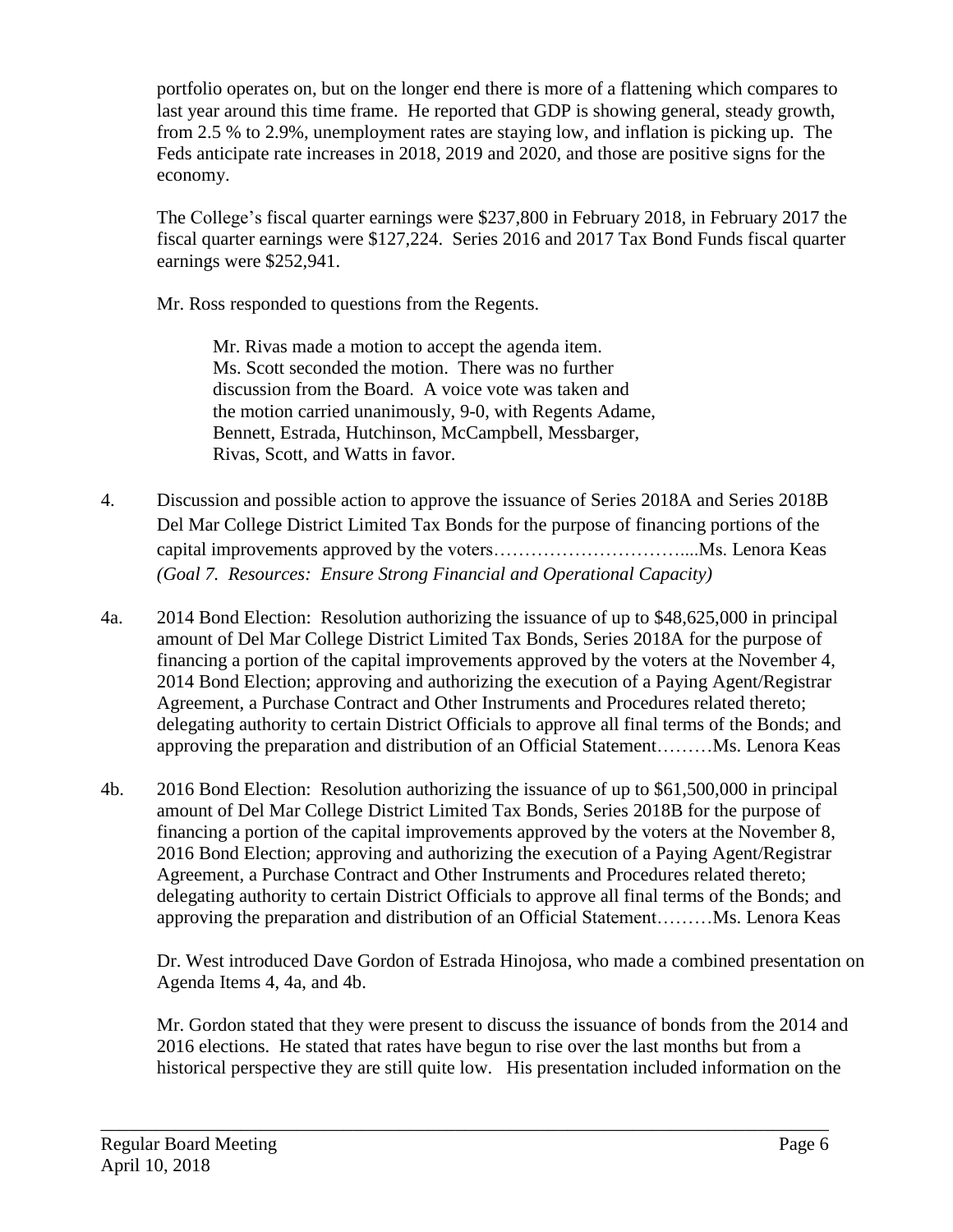portfolio operates on, but on the longer end there is more of a flattening which compares to last year around this time frame. He reported that GDP is showing general, steady growth, from 2.5 % to 2.9%, unemployment rates are staying low, and inflation is picking up. The Feds anticipate rate increases in 2018, 2019 and 2020, and those are positive signs for the economy.

The College's fiscal quarter earnings were $237,800 in February 2018, in February 2017 the fiscal quarter earnings were $127,224. Series 2016 and 2017 Tax Bond Funds fiscal quarter earnings were $252,941.

Mr. Ross responded to questions from the Regents.

> Mr. Rivas made a motion to accept the agenda item. Ms. Scott seconded the motion. There was no further discussion from the Board. A voice vote was taken and the motion carried unanimously, 9-0, with Regents Adame, Bennett, Estrada, Hutchinson, McCampbell, Messbarger, Rivas, Scott, and Watts in favor.

4. Discussion and possible action to approve the issuance of Series 2018A and Series 2018B Del Mar College District Limited Tax Bonds for the purpose of financing portions of the capital improvements approved by the voters…………………………....Ms. Lenora Keas
*(Goal 7. Resources: Ensure Strong Financial and Operational Capacity)*

4a. 2014 Bond Election: Resolution authorizing the issuance of up to $48,625,000 in principal amount of Del Mar College District Limited Tax Bonds, Series 2018A for the purpose of financing a portion of the capital improvements approved by the voters at the November 4, 2014 Bond Election; approving and authorizing the execution of a Paying Agent/Registrar Agreement, a Purchase Contract and Other Instruments and Procedures related thereto; delegating authority to certain District Officials to approve all final terms of the Bonds; and approving the preparation and distribution of an Official Statement………Ms. Lenora Keas

4b. 2016 Bond Election: Resolution authorizing the issuance of up to $61,500,000 in principal amount of Del Mar College District Limited Tax Bonds, Series 2018B for the purpose of financing a portion of the capital improvements approved by the voters at the November 8, 2016 Bond Election; approving and authorizing the execution of a Paying Agent/Registrar Agreement, a Purchase Contract and Other Instruments and Procedures related thereto; delegating authority to certain District Officials to approve all final terms of the Bonds; and approving the preparation and distribution of an Official Statement………Ms. Lenora Keas

Dr. West introduced Dave Gordon of Estrada Hinojosa, who made a combined presentation on Agenda Items 4, 4a, and 4b.

Mr. Gordon stated that they were present to discuss the issuance of bonds from the 2014 and 2016 elections. He stated that rates have begun to rise over the last months but from a historical perspective they are still quite low. His presentation included information on the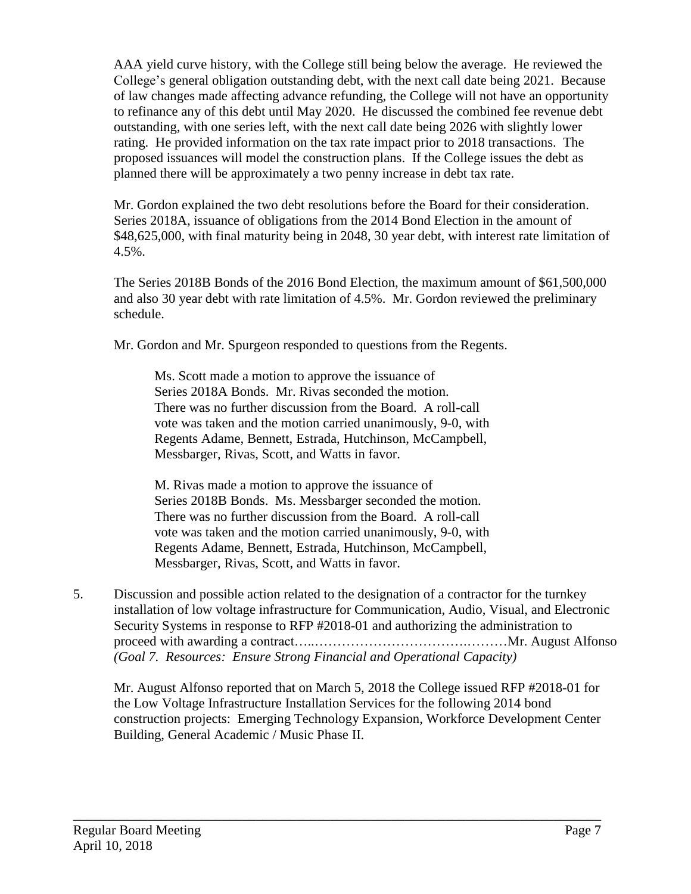AAA yield curve history, with the College still being below the average. He reviewed the College's general obligation outstanding debt, with the next call date being 2021. Because of law changes made affecting advance refunding, the College will not have an opportunity to refinance any of this debt until May 2020. He discussed the combined fee revenue debt outstanding, with one series left, with the next call date being 2026 with slightly lower rating. He provided information on the tax rate impact prior to 2018 transactions. The proposed issuances will model the construction plans. If the College issues the debt as planned there will be approximately a two penny increase in debt tax rate.

Mr. Gordon explained the two debt resolutions before the Board for their consideration. Series 2018A, issuance of obligations from the 2014 Bond Election in the amount of $48,625,000, with final maturity being in 2048, 30 year debt, with interest rate limitation of 4.5%.

The Series 2018B Bonds of the 2016 Bond Election, the maximum amount of $61,500,000 and also 30 year debt with rate limitation of 4.5%. Mr. Gordon reviewed the preliminary schedule.

Mr. Gordon and Mr. Spurgeon responded to questions from the Regents.

> Ms. Scott made a motion to approve the issuance of Series 2018A Bonds. Mr. Rivas seconded the motion. There was no further discussion from the Board. A roll-call vote was taken and the motion carried unanimously, 9-0, with Regents Adame, Bennett, Estrada, Hutchinson, McCampbell, Messbarger, Rivas, Scott, and Watts in favor.
>
> M. Rivas made a motion to approve the issuance of Series 2018B Bonds. Ms. Messbarger seconded the motion. There was no further discussion from the Board. A roll-call vote was taken and the motion carried unanimously, 9-0, with Regents Adame, Bennett, Estrada, Hutchinson, McCampbell, Messbarger, Rivas, Scott, and Watts in favor.

5. Discussion and possible action related to the designation of a contractor for the turnkey installation of low voltage infrastructure for Communication, Audio, Visual, and Electronic Security Systems in response to RFP #2018-01 and authorizing the administration to proceed with awarding a contract…..……………………………..………Mr. August Alfonso
*(Goal 7. Resources: Ensure Strong Financial and Operational Capacity)*

Mr. August Alfonso reported that on March 5, 2018 the College issued RFP #2018-01 for the Low Voltage Infrastructure Installation Services for the following 2014 bond construction projects: Emerging Technology Expansion, Workforce Development Center Building, General Academic / Music Phase II.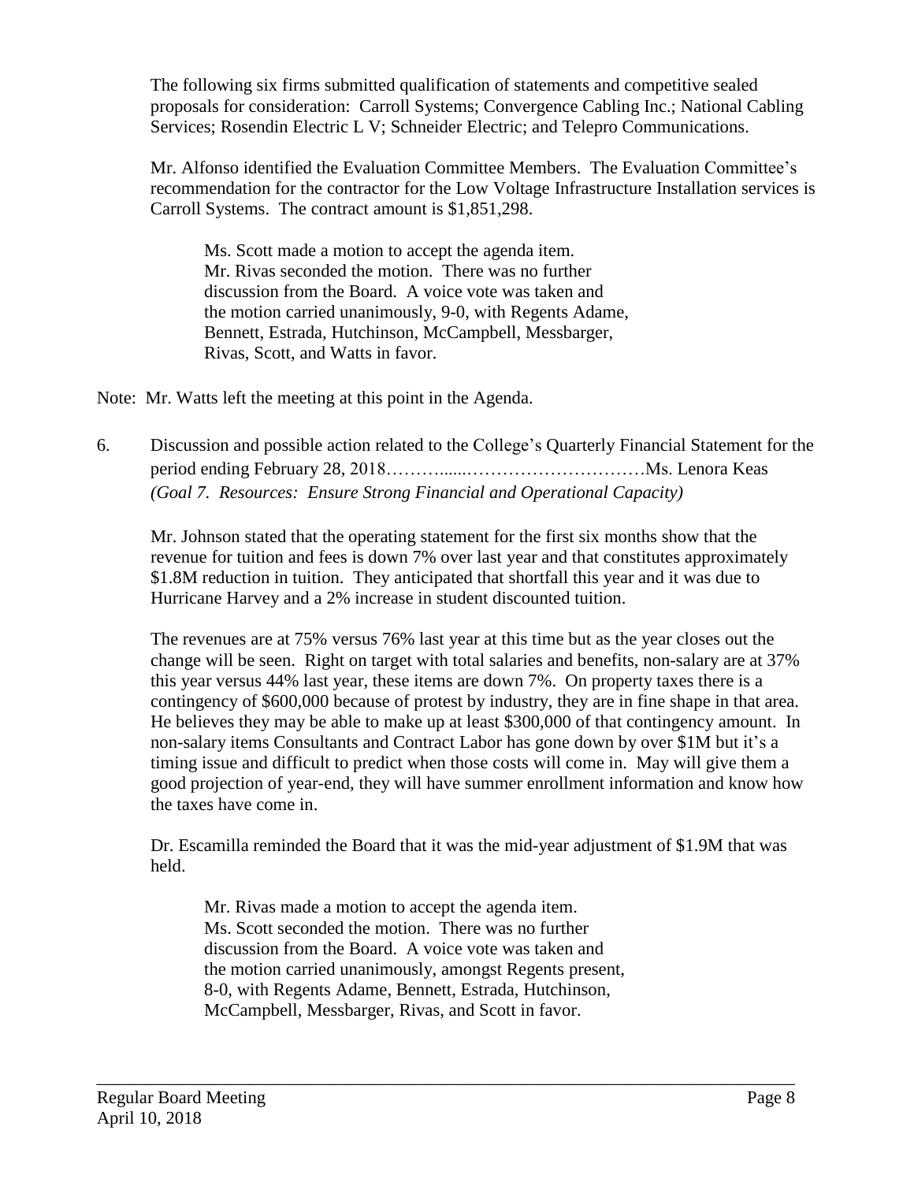The following six firms submitted qualification of statements and competitive sealed proposals for consideration: Carroll Systems; Convergence Cabling Inc.; National Cabling Services; Rosendin Electric L V; Schneider Electric; and Telepro Communications.

Mr. Alfonso identified the Evaluation Committee Members. The Evaluation Committee's recommendation for the contractor for the Low Voltage Infrastructure Installation services is Carroll Systems. The contract amount is $1,851,298.

> Ms. Scott made a motion to accept the agenda item. Mr. Rivas seconded the motion. There was no further discussion from the Board. A voice vote was taken and the motion carried unanimously, 9-0, with Regents Adame, Bennett, Estrada, Hutchinson, McCampbell, Messbarger, Rivas, Scott, and Watts in favor.

Note: Mr. Watts left the meeting at this point in the Agenda.

6. Discussion and possible action related to the College's Quarterly Financial Statement for the period ending February 28, 2018……….....…………………………Ms. Lenora Keas
   *(Goal 7. Resources: Ensure Strong Financial and Operational Capacity)*

Mr. Johnson stated that the operating statement for the first six months show that the revenue for tuition and fees is down 7% over last year and that constitutes approximately $1.8M reduction in tuition. They anticipated that shortfall this year and it was due to Hurricane Harvey and a 2% increase in student discounted tuition.

The revenues are at 75% versus 76% last year at this time but as the year closes out the change will be seen. Right on target with total salaries and benefits, non-salary are at 37% this year versus 44% last year, these items are down 7%. On property taxes there is a contingency of $600,000 because of protest by industry, they are in fine shape in that area. He believes they may be able to make up at least $300,000 of that contingency amount. In non-salary items Consultants and Contract Labor has gone down by over $1M but it's a timing issue and difficult to predict when those costs will come in. May will give them a good projection of year-end, they will have summer enrollment information and know how the taxes have come in.

Dr. Escamilla reminded the Board that it was the mid-year adjustment of $1.9M that was held.

> Mr. Rivas made a motion to accept the agenda item. Ms. Scott seconded the motion. There was no further discussion from the Board. A voice vote was taken and the motion carried unanimously, amongst Regents present, 8-0, with Regents Adame, Bennett, Estrada, Hutchinson, McCampbell, Messbarger, Rivas, and Scott in favor.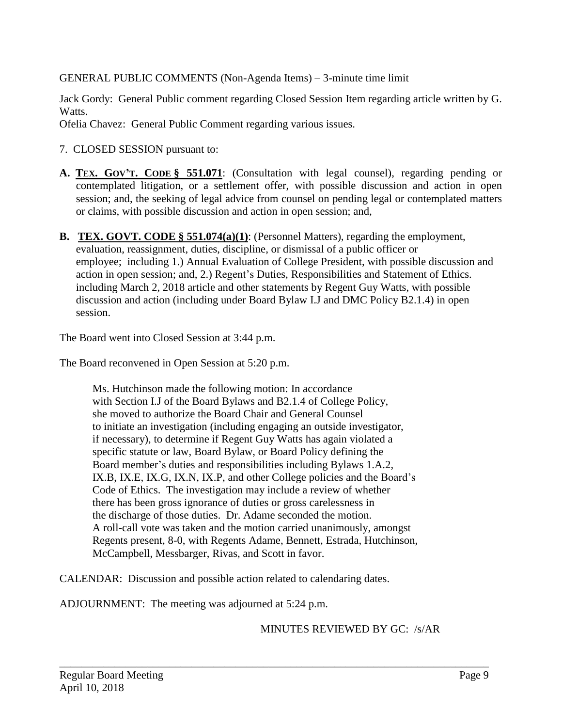GENERAL PUBLIC COMMENTS (Non-Agenda Items) – 3-minute time limit

Jack Gordy: General Public comment regarding Closed Session Item regarding article written by G. Watts.
Ofelia Chavez: General Public Comment regarding various issues.

7. CLOSED SESSION pursuant to:

**A. TEX. GOV'T. CODE § 551.071**: (Consultation with legal counsel), regarding pending or contemplated litigation, or a settlement offer, with possible discussion and action in open session; and, the seeking of legal advice from counsel on pending legal or contemplated matters or claims, with possible discussion and action in open session; and,

**B. TEX. GOVT. CODE § 551.074(a)(1)**: (Personnel Matters), regarding the employment, evaluation, reassignment, duties, discipline, or dismissal of a public officer or employee; including 1.) Annual Evaluation of College President, with possible discussion and action in open session; and, 2.) Regent's Duties, Responsibilities and Statement of Ethics. including March 2, 2018 article and other statements by Regent Guy Watts, with possible discussion and action (including under Board Bylaw I.J and DMC Policy B2.1.4) in open session.

The Board went into Closed Session at 3:44 p.m.

The Board reconvened in Open Session at 5:20 p.m.

> Ms. Hutchinson made the following motion: In accordance with Section I.J of the Board Bylaws and B2.1.4 of College Policy, she moved to authorize the Board Chair and General Counsel to initiate an investigation (including engaging an outside investigator, if necessary), to determine if Regent Guy Watts has again violated a specific statute or law, Board Bylaw, or Board Policy defining the Board member's duties and responsibilities including Bylaws 1.A.2, IX.B, IX.E, IX.G, IX.N, IX.P, and other College policies and the Board's Code of Ethics. The investigation may include a review of whether there has been gross ignorance of duties or gross carelessness in the discharge of those duties. Dr. Adame seconded the motion. A roll-call vote was taken and the motion carried unanimously, amongst Regents present, 8-0, with Regents Adame, Bennett, Estrada, Hutchinson, McCampbell, Messbarger, Rivas, and Scott in favor.

CALENDAR: Discussion and possible action related to calendaring dates.

ADJOURNMENT: The meeting was adjourned at 5:24 p.m.

MINUTES REVIEWED BY GC: /s/AR